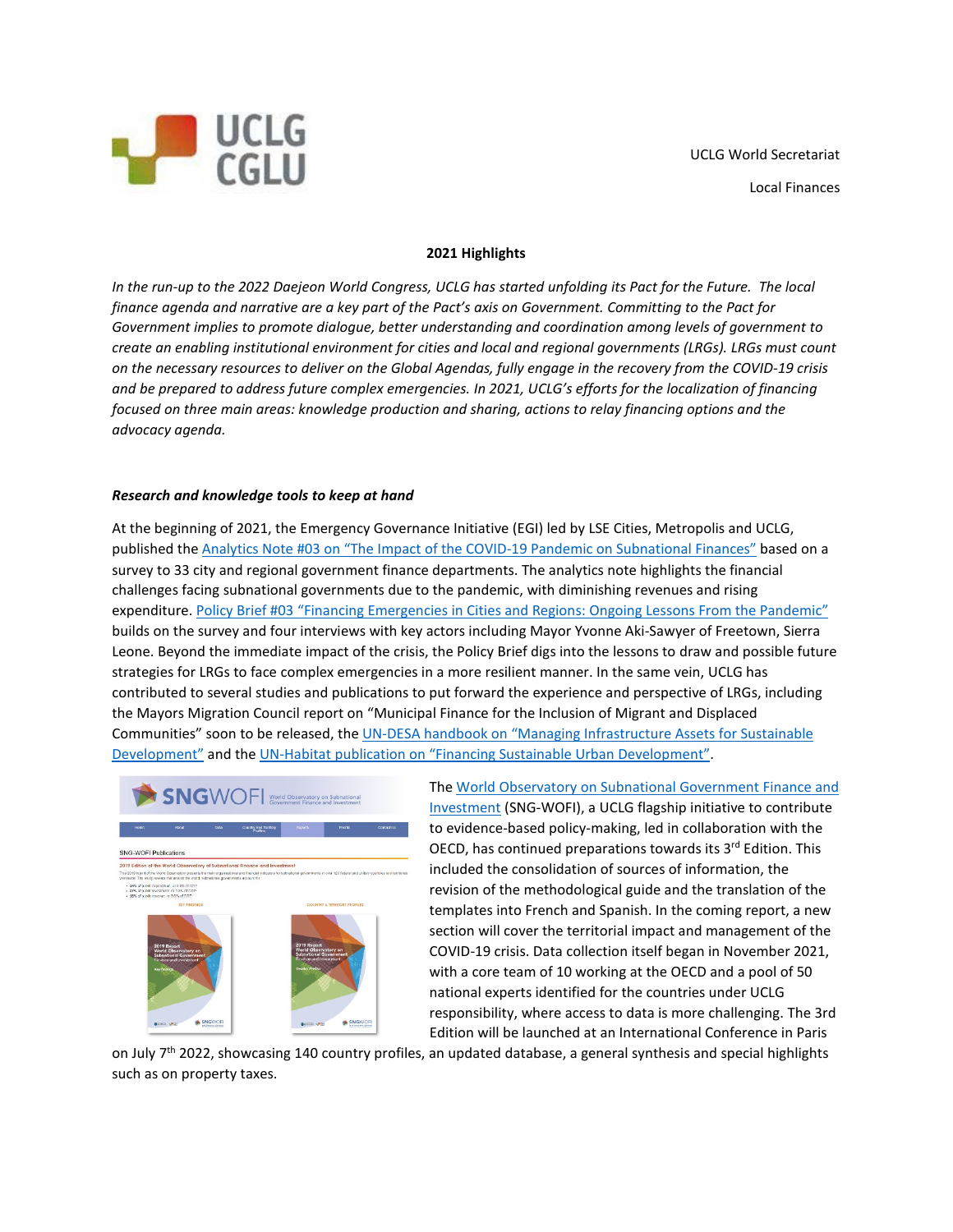UCLG World Secretariat

Local Finances

**2021 Highlights**

*In the run-up to the 2022 Daejeon World Congress, UCLG has started unfolding its Pact for the Future. The local finance agenda and narrative are a key part of the Pact's axis on Government. Committing to the Pact for Government implies to promote dialogue, better understanding and coordination among levels of government to create an enabling institutional environment for cities and local and regional governments (LRGs). LRGs must count on the necessary resources to deliver on the Global Agendas, fully engage in the recovery from the COVID-19 crisis and be prepared to address future complex emergencies. In 2021, UCLG's efforts for the localization of financing focused on three main areas: knowledge production and sharing, actions to relay financing options and the advocacy agenda.*

***Research and knowledge tools to keep at hand***

At the beginning of 2021, the Emergency Governance Initiative (EGI) led by LSE Cities, Metropolis and UCLG, published the Analytics Note #03 on "The Impact of the COVID-19 Pandemic on Subnational Finances" based on a survey to 33 city and regional government finance departments. The analytics note highlights the financial challenges facing subnational governments due to the pandemic, with diminishing revenues and rising expenditure. Policy Brief #03 "Financing Emergencies in Cities and Regions: Ongoing Lessons From the Pandemic" builds on the survey and four interviews with key actors including Mayor Yvonne Aki-Sawyer of Freetown, Sierra Leone. Beyond the immediate impact of the crisis, the Policy Brief digs into the lessons to draw and possible future strategies for LRGs to face complex emergencies in a more resilient manner. In the same vein, UCLG has contributed to several studies and publications to put forward the experience and perspective of LRGs, including the Mayors Migration Council report on "Municipal Finance for the Inclusion of Migrant and Displaced Communities" soon to be released, the UN-DESA handbook on "Managing Infrastructure Assets for Sustainable Development" and the UN-Habitat publication on "Financing Sustainable Urban Development".

The World Observatory on Subnational Government Finance and Investment (SNG-WOFI), a UCLG flagship initiative to contribute to evidence-based policy-making, led in collaboration with the OECD, has continued preparations towards its 3rd Edition. This included the consolidation of sources of information, the revision of the methodological guide and the translation of the templates into French and Spanish. In the coming report, a new section will cover the territorial impact and management of the COVID-19 crisis. Data collection itself began in November 2021, with a core team of 10 working at the OECD and a pool of 50 national experts identified for the countries under UCLG responsibility, where access to data is more challenging. The 3rd Edition will be launched at an International Conference in Paris on July 7th 2022, showcasing 140 country profiles, an updated database, a general synthesis and special highlights such as on property taxes.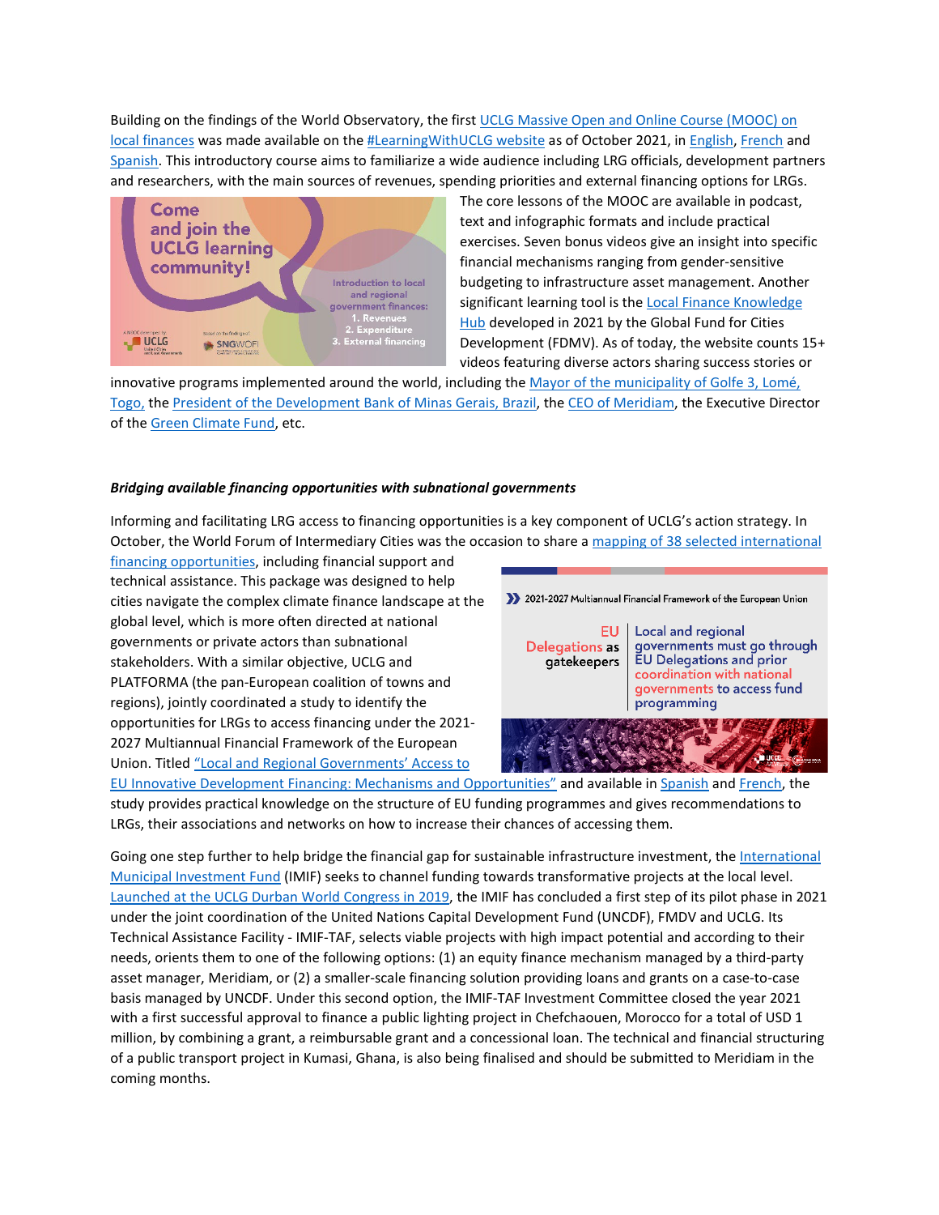Building on the findings of the World Observatory, the first UCLG Massive Open and Online Course (MOOC) on local finances was made available on the #LearningWithUCLG website as of October 2021, in English, French and Spanish. This introductory course aims to familiarize a wide audience including LRG officials, development partners and researchers, with the main sources of revenues, spending priorities and external financing options for LRGs.

The core lessons of the MOOC are available in podcast, text and infographic formats and include practical exercises. Seven bonus videos give an insight into specific financial mechanisms ranging from gender-sensitive budgeting to infrastructure asset management. Another significant learning tool is the Local Finance Knowledge Hub developed in 2021 by the Global Fund for Cities Development (FDMV). As of today, the website counts 15+ videos featuring diverse actors sharing success stories or innovative programs implemented around the world, including the Mayor of the municipality of Golfe 3, Lomé, Togo, the President of the Development Bank of Minas Gerais, Brazil, the CEO of Meridiam, the Executive Director of the Green Climate Fund, etc.

***Bridging available financing opportunities with subnational governments***

Informing and facilitating LRG access to financing opportunities is a key component of UCLG's action strategy. In October, the World Forum of Intermediary Cities was the occasion to share a mapping of 38 selected international financing opportunities, including financial support and technical assistance. This package was designed to help cities navigate the complex climate finance landscape at the global level, which is more often directed at national governments or private actors than subnational stakeholders. With a similar objective, UCLG and PLATFORMA (the pan-European coalition of towns and regions), jointly coordinated a study to identify the opportunities for LRGs to access financing under the 2021-2027 Multiannual Financial Framework of the European Union. Titled "Local and Regional Governments' Access to EU Innovative Development Financing: Mechanisms and Opportunities" and available in Spanish and French, the study provides practical knowledge on the structure of EU funding programmes and gives recommendations to LRGs, their associations and networks on how to increase their chances of accessing them.

Going one step further to help bridge the financial gap for sustainable infrastructure investment, the International Municipal Investment Fund (IMIF) seeks to channel funding towards transformative projects at the local level. Launched at the UCLG Durban World Congress in 2019, the IMIF has concluded a first step of its pilot phase in 2021 under the joint coordination of the United Nations Capital Development Fund (UNCDF), FMDV and UCLG. Its Technical Assistance Facility - IMIF-TAF, selects viable projects with high impact potential and according to their needs, orients them to one of the following options: (1) an equity finance mechanism managed by a third-party asset manager, Meridiam, or (2) a smaller-scale financing solution providing loans and grants on a case-to-case basis managed by UNCDF. Under this second option, the IMIF-TAF Investment Committee closed the year 2021 with a first successful approval to finance a public lighting project in Chefchaouen, Morocco for a total of USD 1 million, by combining a grant, a reimbursable grant and a concessional loan. The technical and financial structuring of a public transport project in Kumasi, Ghana, is also being finalised and should be submitted to Meridiam in the coming months.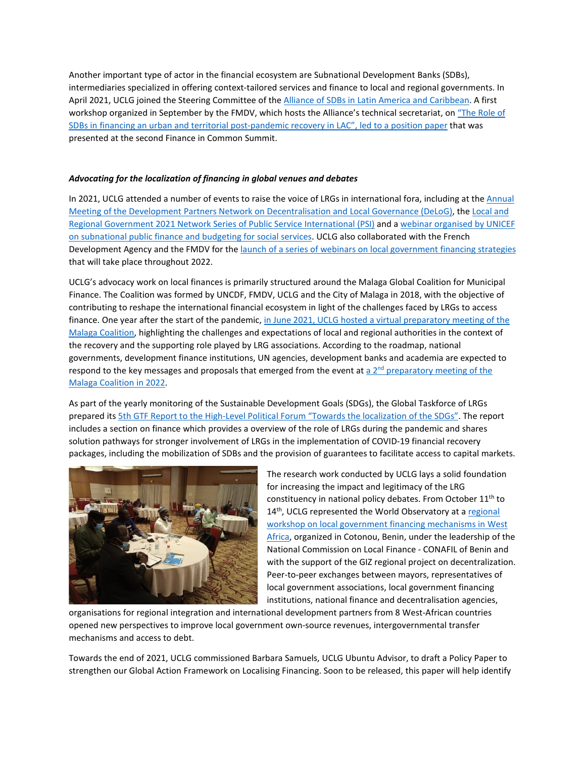Another important type of actor in the financial ecosystem are Subnational Development Banks (SDBs), intermediaries specialized in offering context-tailored services and finance to local and regional governments. In April 2021, UCLG joined the Steering Committee of the Alliance of SDBs in Latin America and Caribbean. A first workshop organized in September by the FMDV, which hosts the Alliance's technical secretariat, on "The Role of SDBs in financing an urban and territorial post-pandemic recovery in LAC", led to a position paper that was presented at the second Finance in Common Summit.

***Advocating for the localization of financing in global venues and debates***

In 2021, UCLG attended a number of events to raise the voice of LRGs in international fora, including at the Annual Meeting of the Development Partners Network on Decentralisation and Local Governance (DeLoG), the Local and Regional Government 2021 Network Series of Public Service International (PSI) and a webinar organised by UNICEF on subnational public finance and budgeting for social services. UCLG also collaborated with the French Development Agency and the FMDV for the launch of a series of webinars on local government financing strategies that will take place throughout 2022.

UCLG's advocacy work on local finances is primarily structured around the Malaga Global Coalition for Municipal Finance. The Coalition was formed by UNCDF, FMDV, UCLG and the City of Malaga in 2018, with the objective of contributing to reshape the international financial ecosystem in light of the challenges faced by LRGs to access finance. One year after the start of the pandemic, in June 2021, UCLG hosted a virtual preparatory meeting of the Malaga Coalition, highlighting the challenges and expectations of local and regional authorities in the context of the recovery and the supporting role played by LRG associations. According to the roadmap, national governments, development finance institutions, UN agencies, development banks and academia are expected to respond to the key messages and proposals that emerged from the event at a 2nd preparatory meeting of the Malaga Coalition in 2022.

As part of the yearly monitoring of the Sustainable Development Goals (SDGs), the Global Taskforce of LRGs prepared its 5th GTF Report to the High-Level Political Forum "Towards the localization of the SDGs". The report includes a section on finance which provides a overview of the role of LRGs during the pandemic and shares solution pathways for stronger involvement of LRGs in the implementation of COVID-19 financial recovery packages, including the mobilization of SDBs and the provision of guarantees to facilitate access to capital markets.

The research work conducted by UCLG lays a solid foundation for increasing the impact and legitimacy of the LRG constituency in national policy debates. From October 11th to 14th, UCLG represented the World Observatory at a regional workshop on local government financing mechanisms in West Africa, organized in Cotonou, Benin, under the leadership of the National Commission on Local Finance - CONAFIL of Benin and with the support of the GIZ regional project on decentralization. Peer-to-peer exchanges between mayors, representatives of local government associations, local government financing institutions, national finance and decentralisation agencies, organisations for regional integration and international development partners from 8 West-African countries opened new perspectives to improve local government own-source revenues, intergovernmental transfer mechanisms and access to debt.

Towards the end of 2021, UCLG commissioned Barbara Samuels, UCLG Ubuntu Advisor, to draft a Policy Paper to strengthen our Global Action Framework on Localising Financing. Soon to be released, this paper will help identify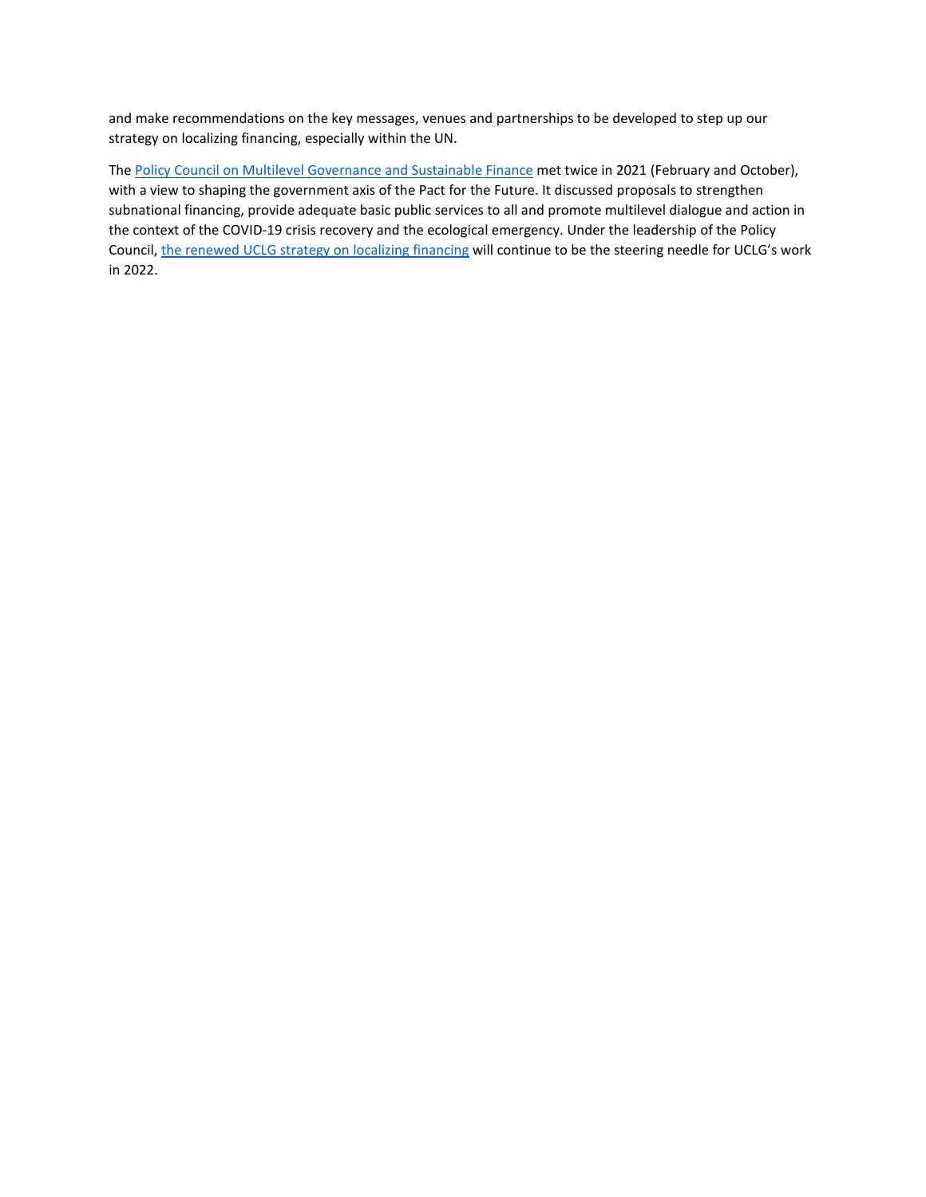and make recommendations on the key messages, venues and partnerships to be developed to step up our strategy on localizing financing, especially within the UN.

The Policy Council on Multilevel Governance and Sustainable Finance met twice in 2021 (February and October), with a view to shaping the government axis of the Pact for the Future. It discussed proposals to strengthen subnational financing, provide adequate basic public services to all and promote multilevel dialogue and action in the context of the COVID-19 crisis recovery and the ecological emergency. Under the leadership of the Policy Council, the renewed UCLG strategy on localizing financing will continue to be the steering needle for UCLG's work in 2022.